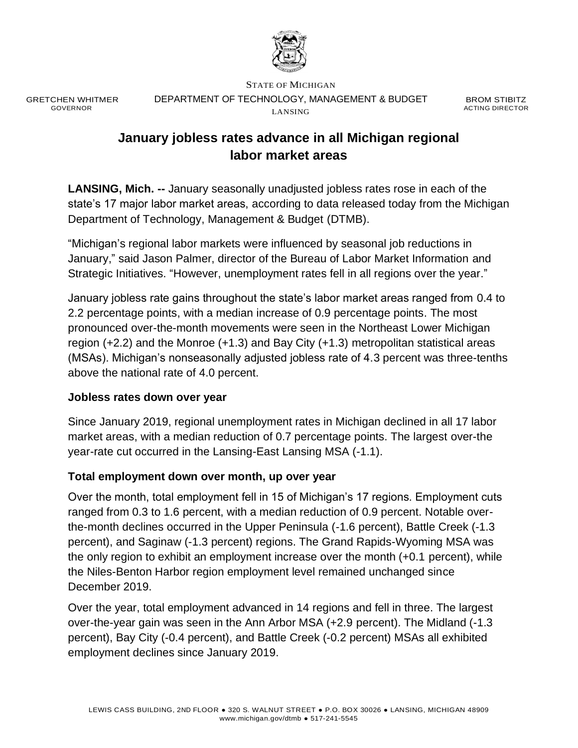STATE OF MICHIGAN

GRETCHEN WHITMER
GOVERNOR

DEPARTMENT OF TECHNOLOGY, MANAGEMENT & BUDGET
LANSING

BROM STIBITZ
ACTING DIRECTOR

# January jobless rates advance in all Michigan regional labor market areas

**LANSING, Mich. --** January seasonally unadjusted jobless rates rose in each of the state's 17 major labor market areas, according to data released today from the Michigan Department of Technology, Management & Budget (DTMB).

"Michigan's regional labor markets were influenced by seasonal job reductions in January," said Jason Palmer, director of the Bureau of Labor Market Information and Strategic Initiatives. "However, unemployment rates fell in all regions over the year."

January jobless rate gains throughout the state's labor market areas ranged from 0.4 to 2.2 percentage points, with a median increase of 0.9 percentage points. The most pronounced over-the-month movements were seen in the Northeast Lower Michigan region (+2.2) and the Monroe (+1.3) and Bay City (+1.3) metropolitan statistical areas (MSAs). Michigan's nonseasonally adjusted jobless rate of 4.3 percent was three-tenths above the national rate of 4.0 percent.

### Jobless rates down over year

Since January 2019, regional unemployment rates in Michigan declined in all 17 labor market areas, with a median reduction of 0.7 percentage points. The largest over-the year-rate cut occurred in the Lansing-East Lansing MSA (-1.1).

### Total employment down over month, up over year

Over the month, total employment fell in 15 of Michigan's 17 regions. Employment cuts ranged from 0.3 to 1.6 percent, with a median reduction of 0.9 percent. Notable over-the-month declines occurred in the Upper Peninsula (-1.6 percent), Battle Creek (-1.3 percent), and Saginaw (-1.3 percent) regions. The Grand Rapids-Wyoming MSA was the only region to exhibit an employment increase over the month (+0.1 percent), while the Niles-Benton Harbor region employment level remained unchanged since December 2019.

Over the year, total employment advanced in 14 regions and fell in three. The largest over-the-year gain was seen in the Ann Arbor MSA (+2.9 percent). The Midland (-1.3 percent), Bay City (-0.4 percent), and Battle Creek (-0.2 percent) MSAs all exhibited employment declines since January 2019.

LEWIS CASS BUILDING, 2ND FLOOR ● 320 S. WALNUT STREET ● P.O. BOX 30026 ● LANSING, MICHIGAN 48909
www.michigan.gov/dtmb ● 517-241-5545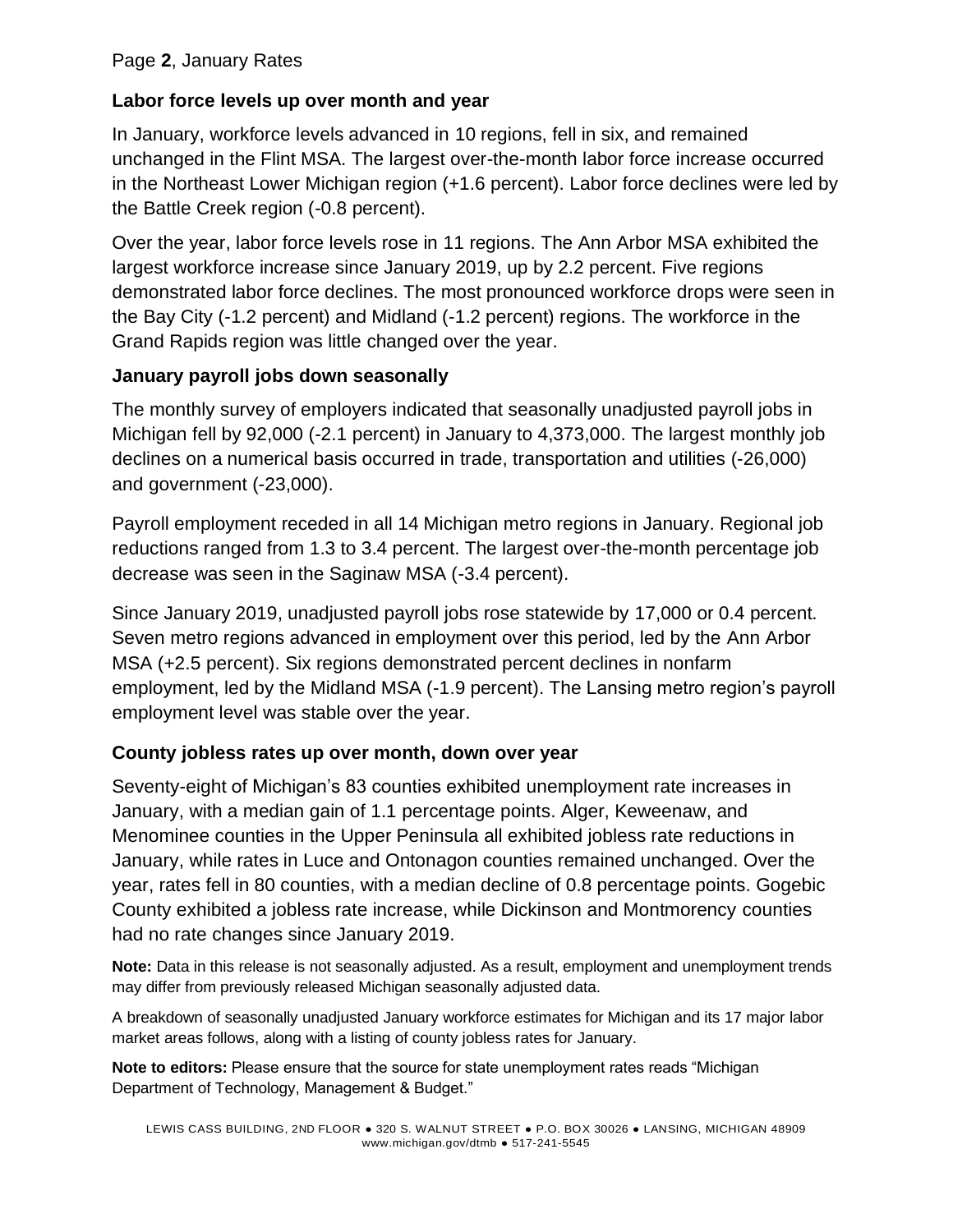### Labor force levels up over month and year

In January, workforce levels advanced in 10 regions, fell in six, and remained unchanged in the Flint MSA. The largest over-the-month labor force increase occurred in the Northeast Lower Michigan region (+1.6 percent). Labor force declines were led by the Battle Creek region (-0.8 percent).

Over the year, labor force levels rose in 11 regions. The Ann Arbor MSA exhibited the largest workforce increase since January 2019, up by 2.2 percent. Five regions demonstrated labor force declines. The most pronounced workforce drops were seen in the Bay City (-1.2 percent) and Midland (-1.2 percent) regions. The workforce in the Grand Rapids region was little changed over the year.

### January payroll jobs down seasonally

The monthly survey of employers indicated that seasonally unadjusted payroll jobs in Michigan fell by 92,000 (-2.1 percent) in January to 4,373,000. The largest monthly job declines on a numerical basis occurred in trade, transportation and utilities (-26,000) and government (-23,000).

Payroll employment receded in all 14 Michigan metro regions in January. Regional job reductions ranged from 1.3 to 3.4 percent. The largest over-the-month percentage job decrease was seen in the Saginaw MSA (-3.4 percent).

Since January 2019, unadjusted payroll jobs rose statewide by 17,000 or 0.4 percent. Seven metro regions advanced in employment over this period, led by the Ann Arbor MSA (+2.5 percent). Six regions demonstrated percent declines in nonfarm employment, led by the Midland MSA (-1.9 percent). The Lansing metro region's payroll employment level was stable over the year.

### County jobless rates up over month, down over year

Seventy-eight of Michigan's 83 counties exhibited unemployment rate increases in January, with a median gain of 1.1 percentage points. Alger, Keweenaw, and Menominee counties in the Upper Peninsula all exhibited jobless rate reductions in January, while rates in Luce and Ontonagon counties remained unchanged. Over the year, rates fell in 80 counties, with a median decline of 0.8 percentage points. Gogebic County exhibited a jobless rate increase, while Dickinson and Montmorency counties had no rate changes since January 2019.

**Note:** Data in this release is not seasonally adjusted. As a result, employment and unemployment trends may differ from previously released Michigan seasonally adjusted data.

A breakdown of seasonally unadjusted January workforce estimates for Michigan and its 17 major labor market areas follows, along with a listing of county jobless rates for January.

**Note to editors:** Please ensure that the source for state unemployment rates reads "Michigan Department of Technology, Management & Budget."

LEWIS CASS BUILDING, 2ND FLOOR ● 320 S. WALNUT STREET ● P.O. BOX 30026 ● LANSING, MICHIGAN 48909
www.michigan.gov/dtmb ● 517-241-5545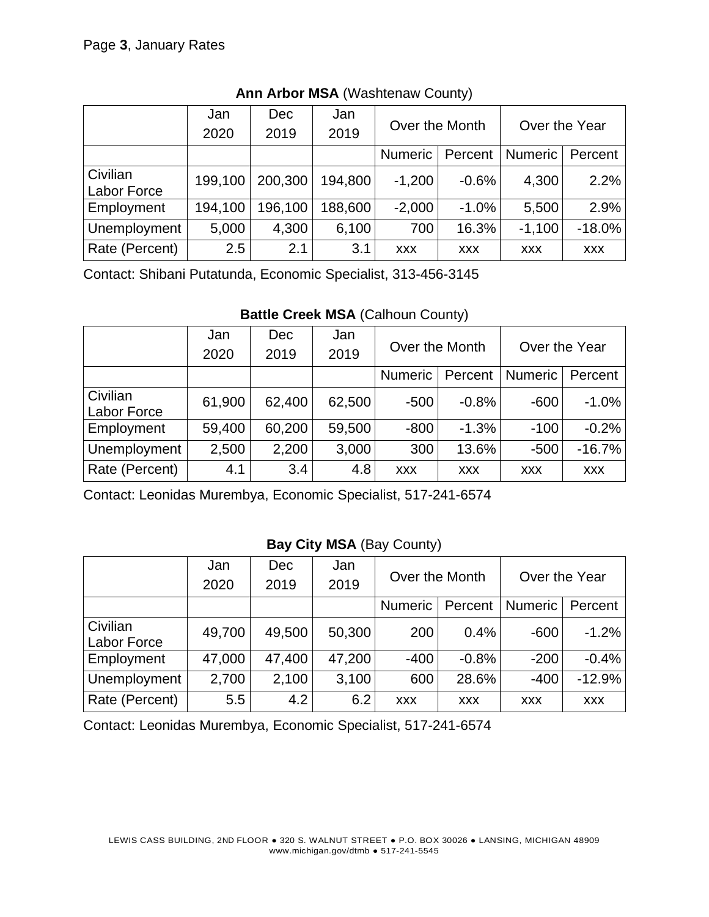Page **3**, January Rates

**Ann Arbor MSA** (Washtenaw County)

| | Jan 2020 | Dec 2019 | Jan 2019 | Over the Month | | Over the Year | |
|---|---|---|---|---|---|---|---|
| | | | | Numeric | Percent | Numeric | Percent |
| Civilian Labor Force | 199,100 | 200,300 | 194,800 | -1,200 | -0.6% | 4,300 | 2.2% |
| Employment | 194,100 | 196,100 | 188,600 | -2,000 | -1.0% | 5,500 | 2.9% |
| Unemployment | 5,000 | 4,300 | 6,100 | 700 | 16.3% | -1,100 | -18.0% |
| Rate (Percent) | 2.5 | 2.1 | 3.1 | xxx | xxx | xxx | xxx |

Contact: Shibani Putatunda, Economic Specialist, 313-456-3145

**Battle Creek MSA** (Calhoun County)

| | Jan 2020 | Dec 2019 | Jan 2019 | Over the Month | | Over the Year | |
|---|---|---|---|---|---|---|---|
| | | | | Numeric | Percent | Numeric | Percent |
| Civilian Labor Force | 61,900 | 62,400 | 62,500 | -500 | -0.8% | -600 | -1.0% |
| Employment | 59,400 | 60,200 | 59,500 | -800 | -1.3% | -100 | -0.2% |
| Unemployment | 2,500 | 2,200 | 3,000 | 300 | 13.6% | -500 | -16.7% |
| Rate (Percent) | 4.1 | 3.4 | 4.8 | xxx | xxx | xxx | xxx |

Contact: Leonidas Murembya, Economic Specialist, 517-241-6574

**Bay City MSA** (Bay County)

| | Jan 2020 | Dec 2019 | Jan 2019 | Over the Month | | Over the Year | |
|---|---|---|---|---|---|---|---|
| | | | | Numeric | Percent | Numeric | Percent |
| Civilian Labor Force | 49,700 | 49,500 | 50,300 | 200 | 0.4% | -600 | -1.2% |
| Employment | 47,000 | 47,400 | 47,200 | -400 | -0.8% | -200 | -0.4% |
| Unemployment | 2,700 | 2,100 | 3,100 | 600 | 28.6% | -400 | -12.9% |
| Rate (Percent) | 5.5 | 4.2 | 6.2 | xxx | xxx | xxx | xxx |

Contact: Leonidas Murembya, Economic Specialist, 517-241-6574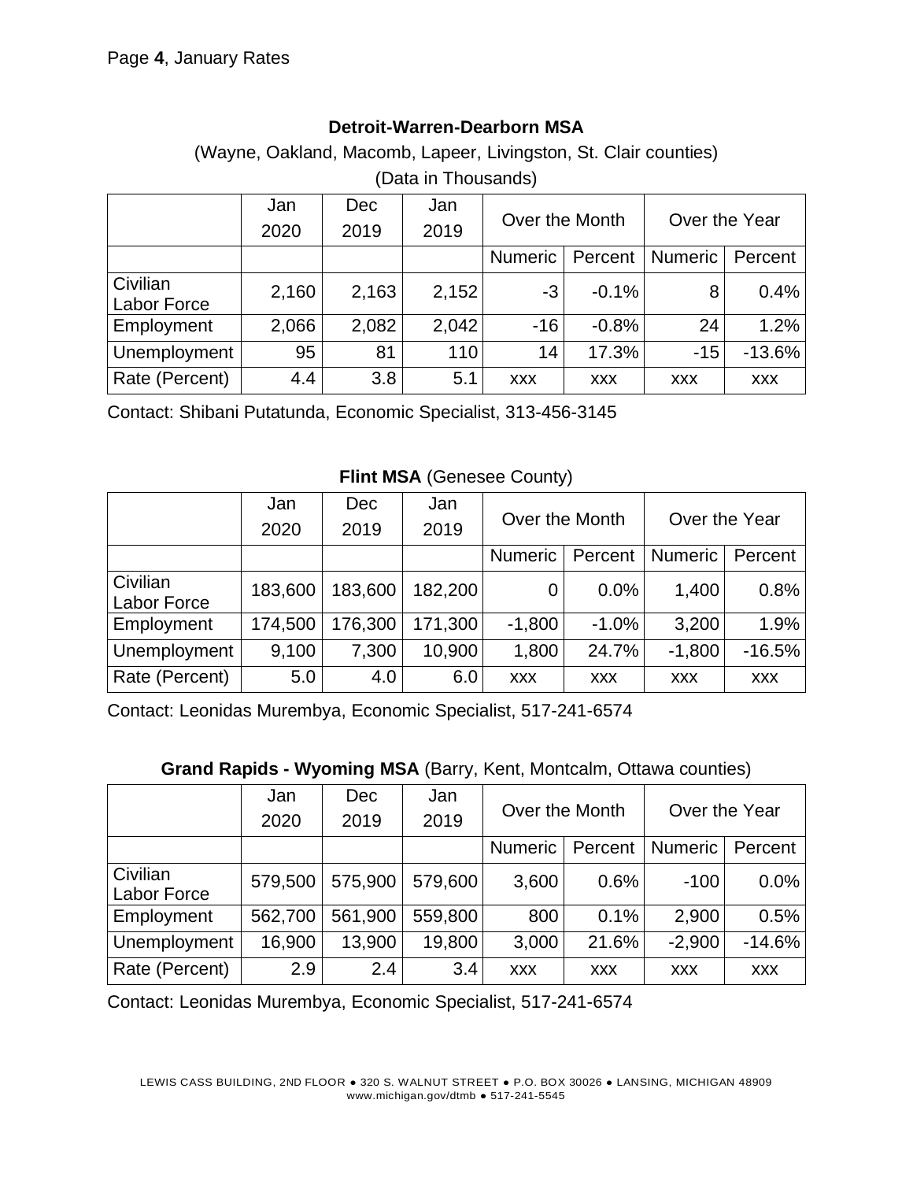**Detroit-Warren-Dearborn MSA**

(Wayne, Oakland, Macomb, Lapeer, Livingston, St. Clair counties)

(Data in Thousands)

| | Jan 2020 | Dec 2019 | Jan 2019 | Over the Month | | Over the Year | |
|---|---|---|---|---|---|---|---|
| | | | | Numeric | Percent | Numeric | Percent |
| Civilian Labor Force | 2,160 | 2,163 | 2,152 | -3 | -0.1% | 8 | 0.4% |
| Employment | 2,066 | 2,082 | 2,042 | -16 | -0.8% | 24 | 1.2% |
| Unemployment | 95 | 81 | 110 | 14 | 17.3% | -15 | -13.6% |
| Rate (Percent) | 4.4 | 3.8 | 5.1 | xxx | xxx | xxx | xxx |

Contact: Shibani Putatunda, Economic Specialist, 313-456-3145

**Flint MSA** (Genesee County)

| | Jan 2020 | Dec 2019 | Jan 2019 | Over the Month | | Over the Year | |
|---|---|---|---|---|---|---|---|
| | | | | Numeric | Percent | Numeric | Percent |
| Civilian Labor Force | 183,600 | 183,600 | 182,200 | 0 | 0.0% | 1,400 | 0.8% |
| Employment | 174,500 | 176,300 | 171,300 | -1,800 | -1.0% | 3,200 | 1.9% |
| Unemployment | 9,100 | 7,300 | 10,900 | 1,800 | 24.7% | -1,800 | -16.5% |
| Rate (Percent) | 5.0 | 4.0 | 6.0 | xxx | xxx | xxx | xxx |

Contact: Leonidas Murembya, Economic Specialist, 517-241-6574

**Grand Rapids - Wyoming MSA** (Barry, Kent, Montcalm, Ottawa counties)

| | Jan 2020 | Dec 2019 | Jan 2019 | Over the Month | | Over the Year | |
|---|---|---|---|---|---|---|---|
| | | | | Numeric | Percent | Numeric | Percent |
| Civilian Labor Force | 579,500 | 575,900 | 579,600 | 3,600 | 0.6% | -100 | 0.0% |
| Employment | 562,700 | 561,900 | 559,800 | 800 | 0.1% | 2,900 | 0.5% |
| Unemployment | 16,900 | 13,900 | 19,800 | 3,000 | 21.6% | -2,900 | -14.6% |
| Rate (Percent) | 2.9 | 2.4 | 3.4 | xxx | xxx | xxx | xxx |

Contact: Leonidas Murembya, Economic Specialist, 517-241-6574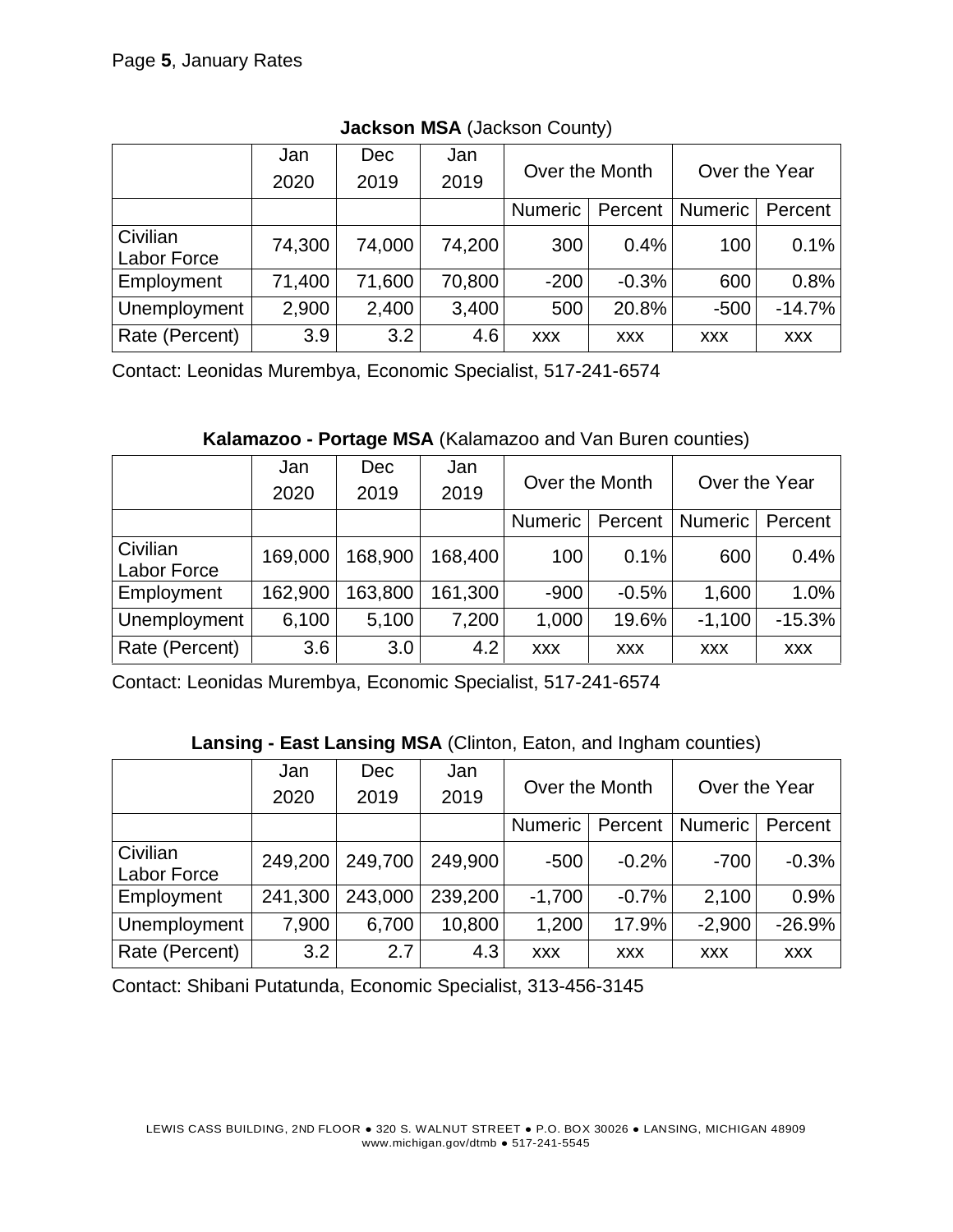Page **5**, January Rates

**Jackson MSA** (Jackson County)

| | Jan 2020 | Dec 2019 | Jan 2019 | Over the Month | | Over the Year | |
|---|---|---|---|---|---|---|---|
| | | | | Numeric | Percent | Numeric | Percent |
| Civilian Labor Force | 74,300 | 74,000 | 74,200 | 300 | 0.4% | 100 | 0.1% |
| Employment | 71,400 | 71,600 | 70,800 | -200 | -0.3% | 600 | 0.8% |
| Unemployment | 2,900 | 2,400 | 3,400 | 500 | 20.8% | -500 | -14.7% |
| Rate (Percent) | 3.9 | 3.2 | 4.6 | xxx | xxx | xxx | xxx |

Contact: Leonidas Murembya, Economic Specialist, 517-241-6574

**Kalamazoo - Portage MSA** (Kalamazoo and Van Buren counties)

| | Jan 2020 | Dec 2019 | Jan 2019 | Over the Month | | Over the Year | |
|---|---|---|---|---|---|---|---|
| | | | | Numeric | Percent | Numeric | Percent |
| Civilian Labor Force | 169,000 | 168,900 | 168,400 | 100 | 0.1% | 600 | 0.4% |
| Employment | 162,900 | 163,800 | 161,300 | -900 | -0.5% | 1,600 | 1.0% |
| Unemployment | 6,100 | 5,100 | 7,200 | 1,000 | 19.6% | -1,100 | -15.3% |
| Rate (Percent) | 3.6 | 3.0 | 4.2 | xxx | xxx | xxx | xxx |

Contact: Leonidas Murembya, Economic Specialist, 517-241-6574

**Lansing - East Lansing MSA** (Clinton, Eaton, and Ingham counties)

| | Jan 2020 | Dec 2019 | Jan 2019 | Over the Month | | Over the Year | |
|---|---|---|---|---|---|---|---|
| | | | | Numeric | Percent | Numeric | Percent |
| Civilian Labor Force | 249,200 | 249,700 | 249,900 | -500 | -0.2% | -700 | -0.3% |
| Employment | 241,300 | 243,000 | 239,200 | -1,700 | -0.7% | 2,100 | 0.9% |
| Unemployment | 7,900 | 6,700 | 10,800 | 1,200 | 17.9% | -2,900 | -26.9% |
| Rate (Percent) | 3.2 | 2.7 | 4.3 | xxx | xxx | xxx | xxx |

Contact: Shibani Putatunda, Economic Specialist, 313-456-3145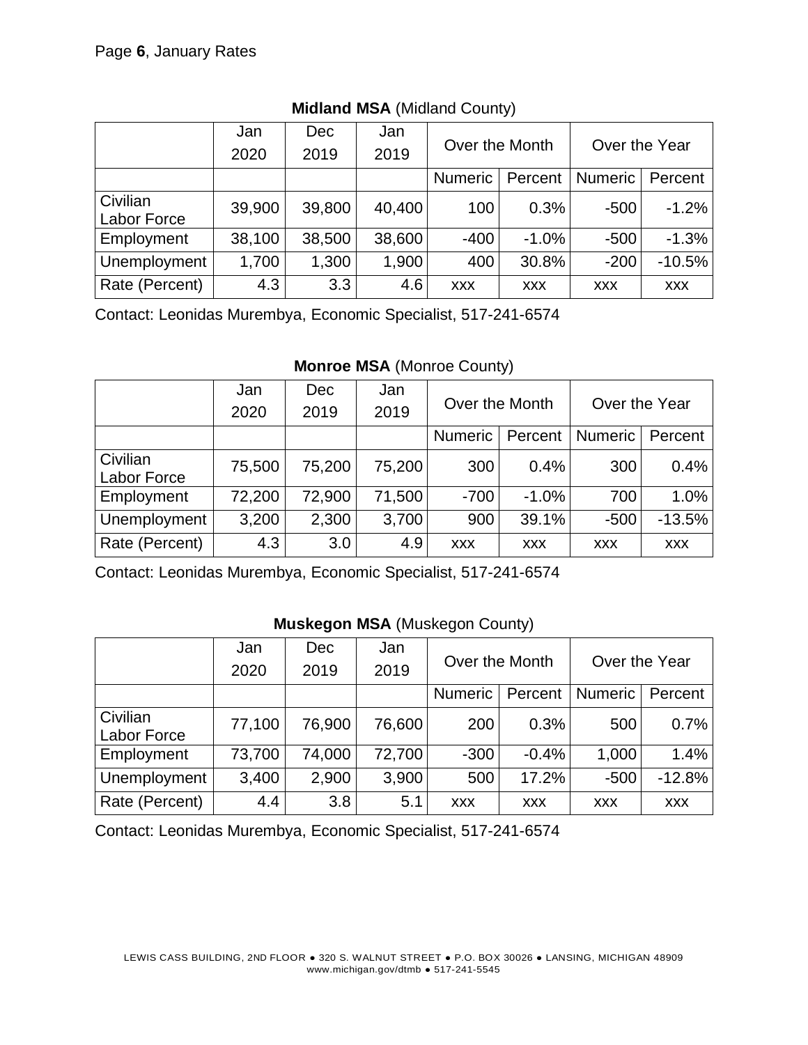**Midland MSA** (Midland County)

| | Jan 2020 | Dec 2019 | Jan 2019 | Over the Month | | Over the Year | |
|---|---|---|---|---|---|---|---|
| | | | | Numeric | Percent | Numeric | Percent |
| Civilian Labor Force | 39,900 | 39,800 | 40,400 | 100 | 0.3% | -500 | -1.2% |
| Employment | 38,100 | 38,500 | 38,600 | -400 | -1.0% | -500 | -1.3% |
| Unemployment | 1,700 | 1,300 | 1,900 | 400 | 30.8% | -200 | -10.5% |
| Rate (Percent) | 4.3 | 3.3 | 4.6 | xxx | xxx | xxx | xxx |

Contact: Leonidas Murembya, Economic Specialist, 517-241-6574

**Monroe MSA** (Monroe County)

| | Jan 2020 | Dec 2019 | Jan 2019 | Over the Month | | Over the Year | |
|---|---|---|---|---|---|---|---|
| | | | | Numeric | Percent | Numeric | Percent |
| Civilian Labor Force | 75,500 | 75,200 | 75,200 | 300 | 0.4% | 300 | 0.4% |
| Employment | 72,200 | 72,900 | 71,500 | -700 | -1.0% | 700 | 1.0% |
| Unemployment | 3,200 | 2,300 | 3,700 | 900 | 39.1% | -500 | -13.5% |
| Rate (Percent) | 4.3 | 3.0 | 4.9 | xxx | xxx | xxx | xxx |

Contact: Leonidas Murembya, Economic Specialist, 517-241-6574

**Muskegon MSA** (Muskegon County)

| | Jan 2020 | Dec 2019 | Jan 2019 | Over the Month | | Over the Year | |
|---|---|---|---|---|---|---|---|
| | | | | Numeric | Percent | Numeric | Percent |
| Civilian Labor Force | 77,100 | 76,900 | 76,600 | 200 | 0.3% | 500 | 0.7% |
| Employment | 73,700 | 74,000 | 72,700 | -300 | -0.4% | 1,000 | 1.4% |
| Unemployment | 3,400 | 2,900 | 3,900 | 500 | 17.2% | -500 | -12.8% |
| Rate (Percent) | 4.4 | 3.8 | 5.1 | xxx | xxx | xxx | xxx |

Contact: Leonidas Murembya, Economic Specialist, 517-241-6574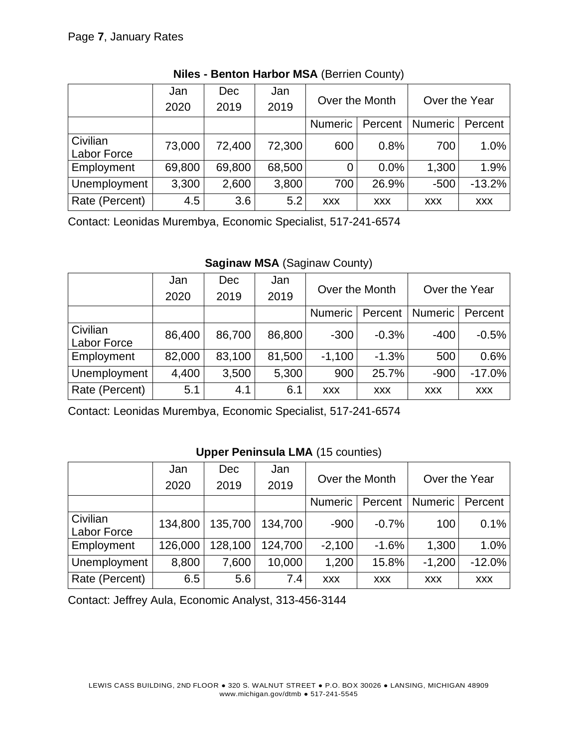**Niles - Benton Harbor MSA** (Berrien County)

| | Jan 2020 | Dec 2019 | Jan 2019 | Over the Month | | Over the Year | |
|---|---|---|---|---|---|---|---|
| | | | | Numeric | Percent | Numeric | Percent |
| Civilian Labor Force | 73,000 | 72,400 | 72,300 | 600 | 0.8% | 700 | 1.0% |
| Employment | 69,800 | 69,800 | 68,500 | 0 | 0.0% | 1,300 | 1.9% |
| Unemployment | 3,300 | 2,600 | 3,800 | 700 | 26.9% | -500 | -13.2% |
| Rate (Percent) | 4.5 | 3.6 | 5.2 | xxx | xxx | xxx | xxx |

Contact: Leonidas Murembya, Economic Specialist, 517-241-6574

**Saginaw MSA** (Saginaw County)

| | Jan 2020 | Dec 2019 | Jan 2019 | Over the Month | | Over the Year | |
|---|---|---|---|---|---|---|---|
| | | | | Numeric | Percent | Numeric | Percent |
| Civilian Labor Force | 86,400 | 86,700 | 86,800 | -300 | -0.3% | -400 | -0.5% |
| Employment | 82,000 | 83,100 | 81,500 | -1,100 | -1.3% | 500 | 0.6% |
| Unemployment | 4,400 | 3,500 | 5,300 | 900 | 25.7% | -900 | -17.0% |
| Rate (Percent) | 5.1 | 4.1 | 6.1 | xxx | xxx | xxx | xxx |

Contact: Leonidas Murembya, Economic Specialist, 517-241-6574

**Upper Peninsula LMA** (15 counties)

| | Jan 2020 | Dec 2019 | Jan 2019 | Over the Month | | Over the Year | |
|---|---|---|---|---|---|---|---|
| | | | | Numeric | Percent | Numeric | Percent |
| Civilian Labor Force | 134,800 | 135,700 | 134,700 | -900 | -0.7% | 100 | 0.1% |
| Employment | 126,000 | 128,100 | 124,700 | -2,100 | -1.6% | 1,300 | 1.0% |
| Unemployment | 8,800 | 7,600 | 10,000 | 1,200 | 15.8% | -1,200 | -12.0% |
| Rate (Percent) | 6.5 | 5.6 | 7.4 | xxx | xxx | xxx | xxx |

Contact: Jeffrey Aula, Economic Analyst, 313-456-3144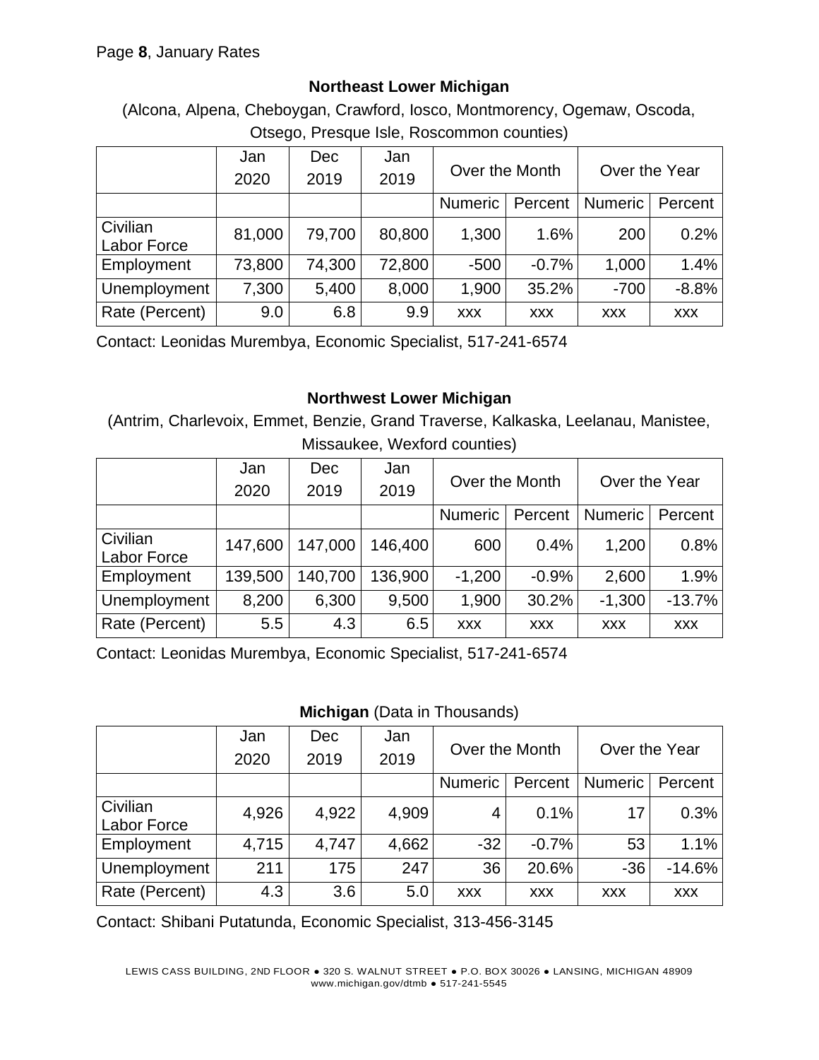Page **8**, January Rates

## Northeast Lower Michigan

(Alcona, Alpena, Cheboygan, Crawford, Iosco, Montmorency, Ogemaw, Oscoda, Otsego, Presque Isle, Roscommon counties)

| | Jan 2020 | Dec 2019 | Jan 2019 | Over the Month | | Over the Year | |
|---|---|---|---|---|---|---|---|
| | | | | Numeric | Percent | Numeric | Percent |
| Civilian Labor Force | 81,000 | 79,700 | 80,800 | 1,300 | 1.6% | 200 | 0.2% |
| Employment | 73,800 | 74,300 | 72,800 | -500 | -0.7% | 1,000 | 1.4% |
| Unemployment | 7,300 | 5,400 | 8,000 | 1,900 | 35.2% | -700 | -8.8% |
| Rate (Percent) | 9.0 | 6.8 | 9.9 | xxx | xxx | xxx | xxx |

Contact: Leonidas Murembya, Economic Specialist, 517-241-6574

## Northwest Lower Michigan

(Antrim, Charlevoix, Emmet, Benzie, Grand Traverse, Kalkaska, Leelanau, Manistee, Missaukee, Wexford counties)

| | Jan 2020 | Dec 2019 | Jan 2019 | Over the Month | | Over the Year | |
|---|---|---|---|---|---|---|---|
| | | | | Numeric | Percent | Numeric | Percent |
| Civilian Labor Force | 147,600 | 147,000 | 146,400 | 600 | 0.4% | 1,200 | 0.8% |
| Employment | 139,500 | 140,700 | 136,900 | -1,200 | -0.9% | 2,600 | 1.9% |
| Unemployment | 8,200 | 6,300 | 9,500 | 1,900 | 30.2% | -1,300 | -13.7% |
| Rate (Percent) | 5.5 | 4.3 | 6.5 | xxx | xxx | xxx | xxx |

Contact: Leonidas Murembya, Economic Specialist, 517-241-6574

## Michigan (Data in Thousands)

| | Jan 2020 | Dec 2019 | Jan 2019 | Over the Month | | Over the Year | |
|---|---|---|---|---|---|---|---|
| | | | | Numeric | Percent | Numeric | Percent |
| Civilian Labor Force | 4,926 | 4,922 | 4,909 | 4 | 0.1% | 17 | 0.3% |
| Employment | 4,715 | 4,747 | 4,662 | -32 | -0.7% | 53 | 1.1% |
| Unemployment | 211 | 175 | 247 | 36 | 20.6% | -36 | -14.6% |
| Rate (Percent) | 4.3 | 3.6 | 5.0 | xxx | xxx | xxx | xxx |

Contact: Shibani Putatunda, Economic Specialist, 313-456-3145

LEWIS CASS BUILDING, 2ND FLOOR ● 320 S. WALNUT STREET ● P.O. BOX 30026 ● LANSING, MICHIGAN 48909
www.michigan.gov/dtmb ● 517-241-5545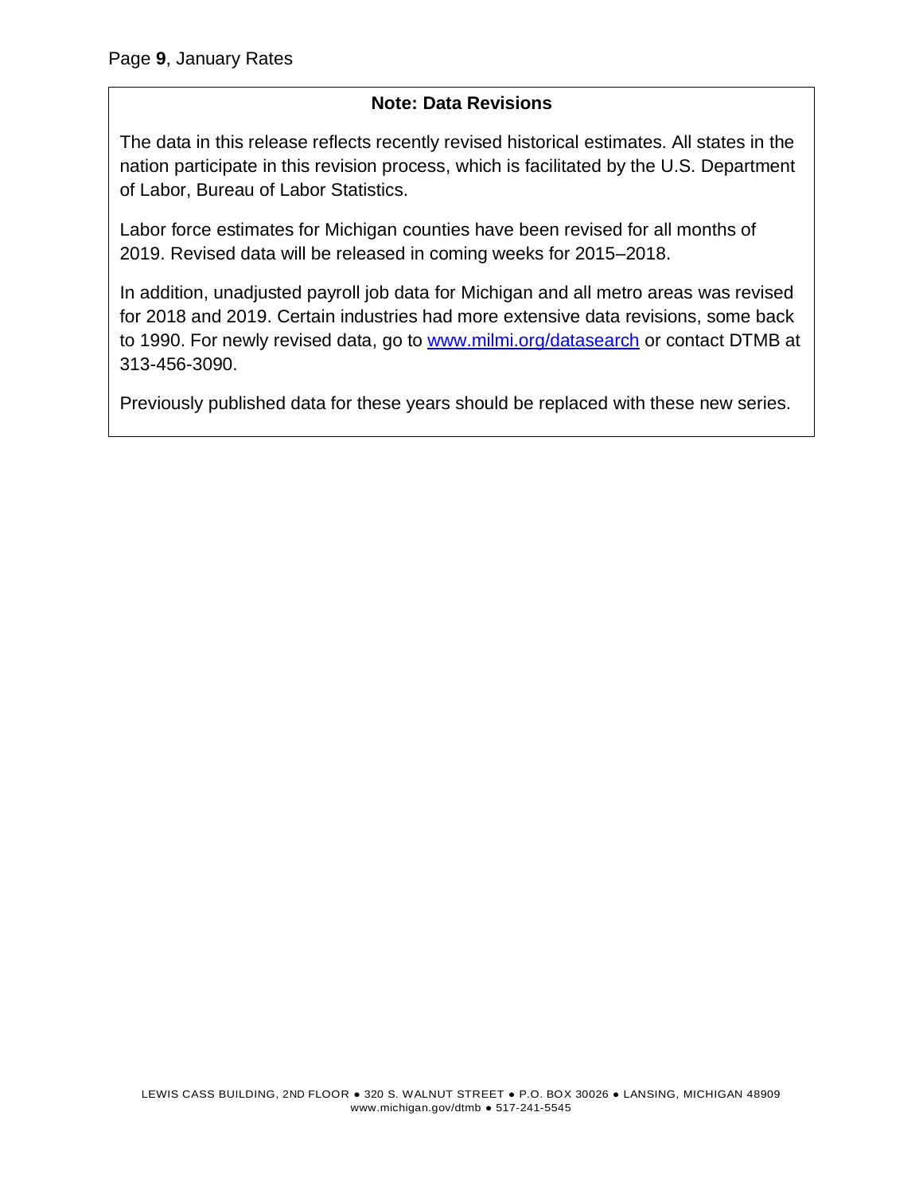## Note: Data Revisions

The data in this release reflects recently revised historical estimates. All states in the nation participate in this revision process, which is facilitated by the U.S. Department of Labor, Bureau of Labor Statistics.

Labor force estimates for Michigan counties have been revised for all months of 2019. Revised data will be released in coming weeks for 2015–2018.

In addition, unadjusted payroll job data for Michigan and all metro areas was revised for 2018 and 2019. Certain industries had more extensive data revisions, some back to 1990. For newly revised data, go to [www.milmi.org/datasearch](http://www.milmi.org/datasearch) or contact DTMB at 313-456-3090.

Previously published data for these years should be replaced with these new series.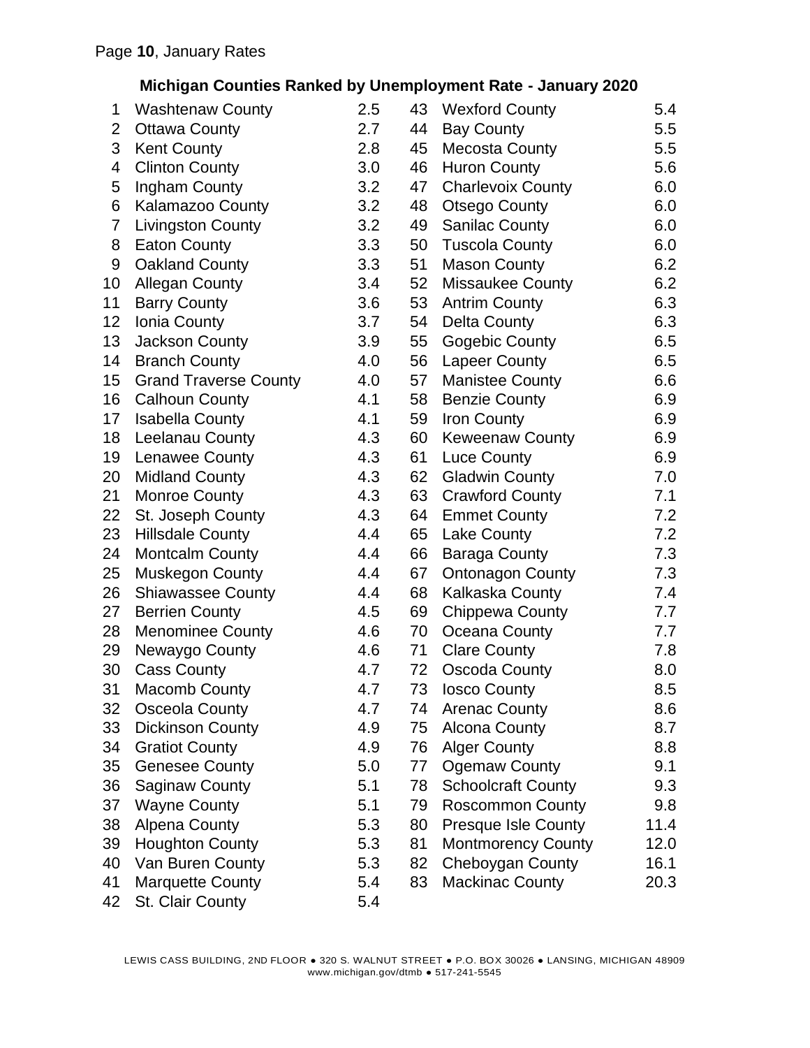## Michigan Counties Ranked by Unemployment Rate - January 2020

| | | |
|---|---|---|
| 1 | Washtenaw County | 2.5 |
| 2 | Ottawa County | 2.7 |
| 3 | Kent County | 2.8 |
| 4 | Clinton County | 3.0 |
| 5 | Ingham County | 3.2 |
| 6 | Kalamazoo County | 3.2 |
| 7 | Livingston County | 3.2 |
| 8 | Eaton County | 3.3 |
| 9 | Oakland County | 3.3 |
| 10 | Allegan County | 3.4 |
| 11 | Barry County | 3.6 |
| 12 | Ionia County | 3.7 |
| 13 | Jackson County | 3.9 |
| 14 | Branch County | 4.0 |
| 15 | Grand Traverse County | 4.0 |
| 16 | Calhoun County | 4.1 |
| 17 | Isabella County | 4.1 |
| 18 | Leelanau County | 4.3 |
| 19 | Lenawee County | 4.3 |
| 20 | Midland County | 4.3 |
| 21 | Monroe County | 4.3 |
| 22 | St. Joseph County | 4.3 |
| 23 | Hillsdale County | 4.4 |
| 24 | Montcalm County | 4.4 |
| 25 | Muskegon County | 4.4 |
| 26 | Shiawassee County | 4.4 |
| 27 | Berrien County | 4.5 |
| 28 | Menominee County | 4.6 |
| 29 | Newaygo County | 4.6 |
| 30 | Cass County | 4.7 |
| 31 | Macomb County | 4.7 |
| 32 | Osceola County | 4.7 |
| 33 | Dickinson County | 4.9 |
| 34 | Gratiot County | 4.9 |
| 35 | Genesee County | 5.0 |
| 36 | Saginaw County | 5.1 |
| 37 | Wayne County | 5.1 |
| 38 | Alpena County | 5.3 |
| 39 | Houghton County | 5.3 |
| 40 | Van Buren County | 5.3 |
| 41 | Marquette County | 5.4 |
| 42 | St. Clair County | 5.4 |
| 43 | Wexford County | 5.4 |
| 44 | Bay County | 5.5 |
| 45 | Mecosta County | 5.5 |
| 46 | Huron County | 5.6 |
| 47 | Charlevoix County | 6.0 |
| 48 | Otsego County | 6.0 |
| 49 | Sanilac County | 6.0 |
| 50 | Tuscola County | 6.0 |
| 51 | Mason County | 6.2 |
| 52 | Missaukee County | 6.2 |
| 53 | Antrim County | 6.3 |
| 54 | Delta County | 6.3 |
| 55 | Gogebic County | 6.5 |
| 56 | Lapeer County | 6.5 |
| 57 | Manistee County | 6.6 |
| 58 | Benzie County | 6.9 |
| 59 | Iron County | 6.9 |
| 60 | Keweenaw County | 6.9 |
| 61 | Luce County | 6.9 |
| 62 | Gladwin County | 7.0 |
| 63 | Crawford County | 7.1 |
| 64 | Emmet County | 7.2 |
| 65 | Lake County | 7.2 |
| 66 | Baraga County | 7.3 |
| 67 | Ontonagon County | 7.3 |
| 68 | Kalkaska County | 7.4 |
| 69 | Chippewa County | 7.7 |
| 70 | Oceana County | 7.7 |
| 71 | Clare County | 7.8 |
| 72 | Oscoda County | 8.0 |
| 73 | Iosco County | 8.5 |
| 74 | Arenac County | 8.6 |
| 75 | Alcona County | 8.7 |
| 76 | Alger County | 8.8 |
| 77 | Ogemaw County | 9.1 |
| 78 | Schoolcraft County | 9.3 |
| 79 | Roscommon County | 9.8 |
| 80 | Presque Isle County | 11.4 |
| 81 | Montmorency County | 12.0 |
| 82 | Cheboygan County | 16.1 |
| 83 | Mackinac County | 20.3 |